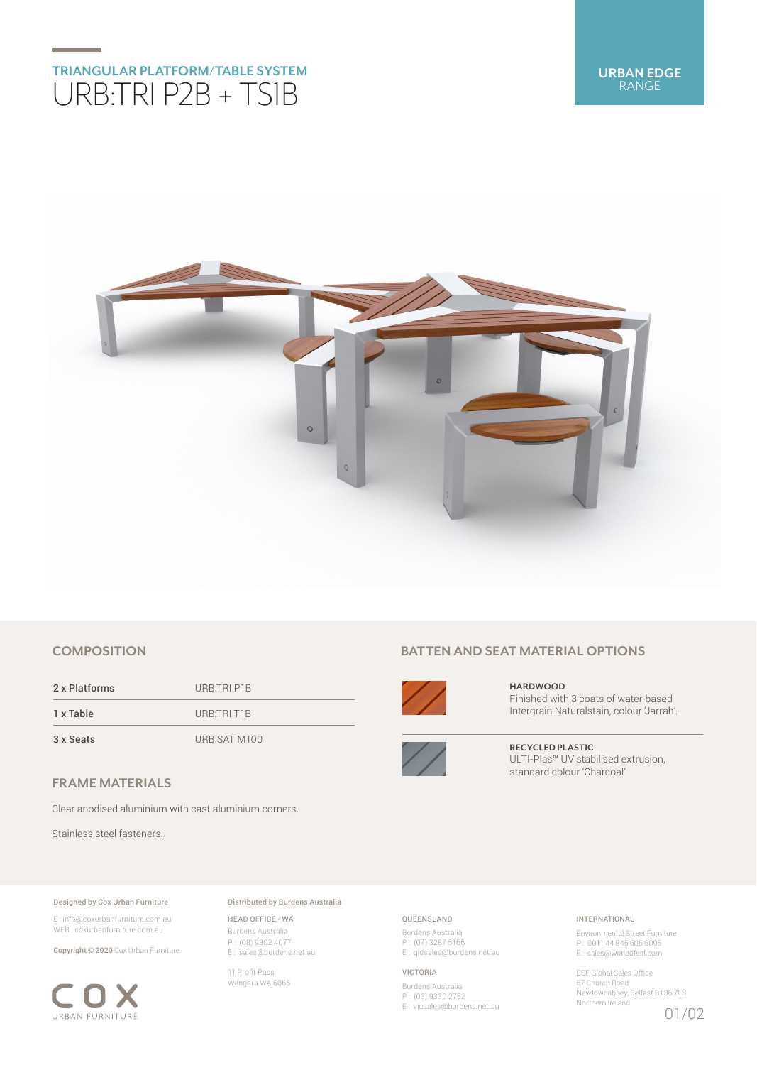# TRIANGULAR PLATFORM/TABLE SYSTEM

## URB:TRI P2B + TS1B

**URBAN EDGE** RANGE

## COMPOSITION

| | |
|---|---|
| 2 x Platforms | URB:TRI P1B |
| 1 x Table | URB:TRI T1B |
| 3 x Seats | URB:SAT M100 |

## FRAME MATERIALS

Clear anodised aluminium with cast aluminium corners.

Stainless steel fasteners.

## BATTEN AND SEAT MATERIAL OPTIONS

**HARDWOOD**
Finished with 3 coats of water-based Intergrain Naturalstain, colour 'Jarrah'.

**RECYCLED PLASTIC**
ULTI-Plas™ UV stabilised extrusion, standard colour 'Charcoal'

---

**Designed by Cox Urban Furniture**

E : info@coxurbanfurniture.com.au
WEB : coxurbanfurniture.com.au

**Copyright © 2020** Cox Urban Furniture.

COX URBAN FURNITURE

**Distributed by Burdens Australia**

HEAD OFFICE - WA
Burdens Australia
P : (08) 9302 4077
E : sales@burdens.net.au

11 Profit Pass
Wangara WA 6065

QUEENSLAND
Burdens Australia
P : (07) 3287 5166
E : qldsales@burdens.net.au

VICTORIA
Burdens Australia
P : (03) 9330 2752
E : vicsales@burdens.net.au

INTERNATIONAL
Environmental Street Furniture
P : 0011 44 845 606 6095
E : sales@worldofesf.com

ESF Global Sales Office
67 Church Road
Newtownabbey, Belfast BT36 7LS
Northern Ireland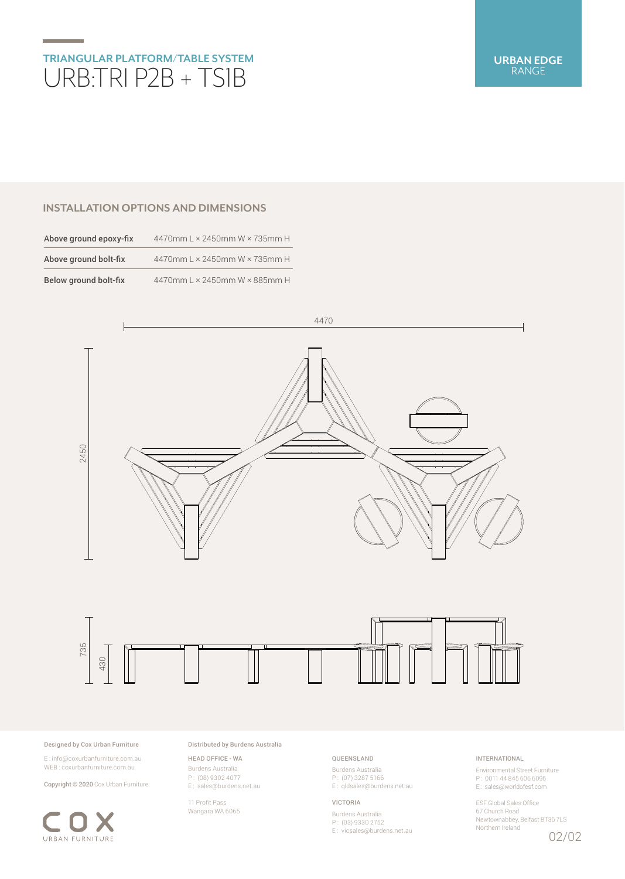## TRIANGULAR PLATFORM/TABLE SYSTEM

# URB:TRI P2B + TS1B

**URBAN EDGE** RANGE

## INSTALLATION OPTIONS AND DIMENSIONS

| | |
|---|---|
| Above ground epoxy-fix | 4470mm L × 2450mm W × 735mm H |
| Above ground bolt-fix | 4470mm L × 2450mm W × 735mm H |
| Below ground bolt-fix | 4470mm L × 2450mm W × 885mm H |

4470

2450

735

430

**Designed by Cox Urban Furniture**

E : info@coxurbanfurniture.com.au
WEB : coxurbanfurniture.com.au

**Copyright © 2020** Cox Urban Furniture.

COX URBAN FURNITURE

**Distributed by Burdens Australia**

HEAD OFFICE - WA

Burdens Australia
P : (08) 9302 4077
E : sales@burdens.net.au

11 Profit Pass
Wangara WA 6065

QUEENSLAND

Burdens Australia
P : (07) 3287 5166
E : qldsales@burdens.net.au

VICTORIA

Burdens Australia
P : (03) 9330 2752
E : vicsales@burdens.net.au

INTERNATIONAL

Environmental Street Furniture
P : 0011 44 845 606 6095
E : sales@worldofesf.com

ESF Global Sales Office
67 Church Road
Newtownabbey, Belfast BT36 7LS
Northern Ireland